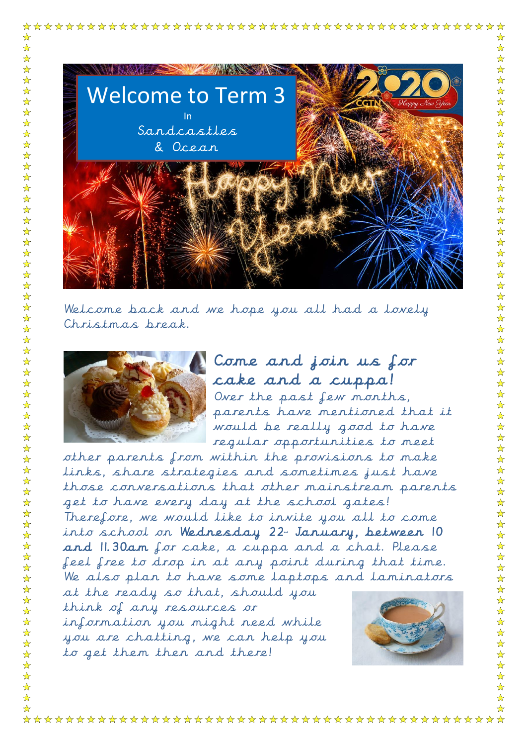# Welcome to Term 3

In

Sandcastles

& Ocean

Welcome back and we hope you all had a lovely Christmas break.

## Come and join us for cake and a cuppa!

Over the past few months, parents have mentioned that it would be really good to have regular opportunities to meet other parents from within the provisions to make links, share strategies and sometimes just have those conversations that other mainstream parents get to have every day at the school gates! Therefore, we would like to invite you all to come into school on **Wednesday 22nd January, between 10 and 11.30am** for cake, a cuppa and a chat. Please feel free to drop in at any point during that time. We also plan to have some laptops and laminators at the ready so that, should you think of any resources or information you might need while you are chatting, we can help you to get them then and there!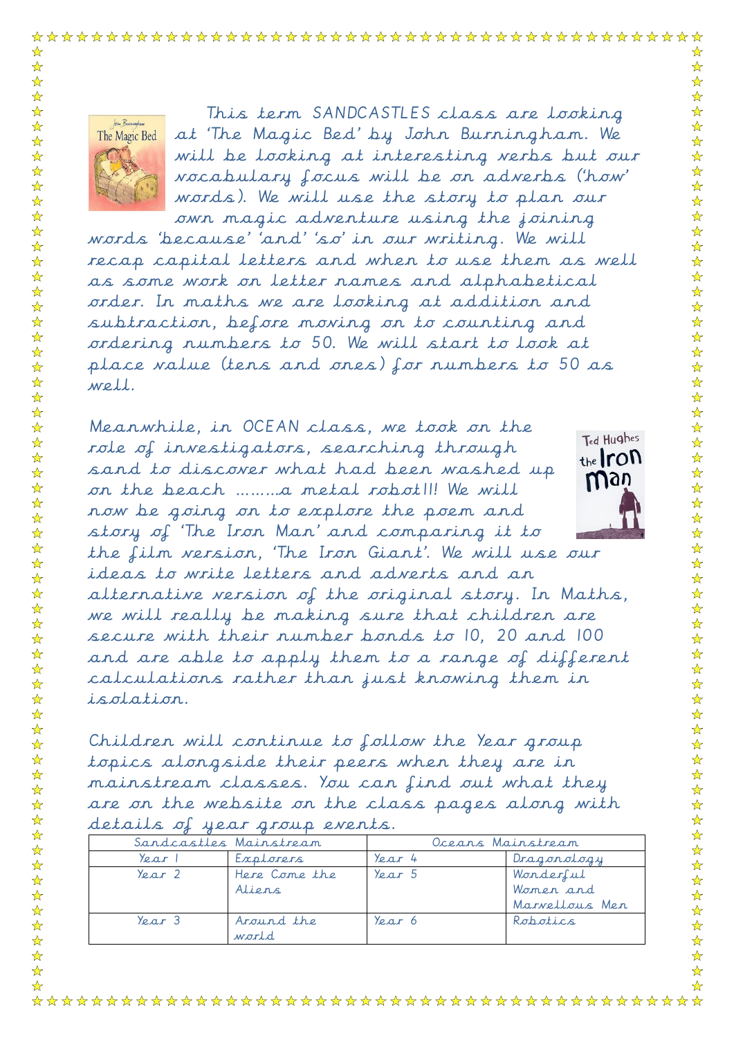This term SANDCASTLES class are looking at 'The Magic Bed' by John Burningham. We will be looking at interesting verbs but our vocabulary focus will be on adverbs ('how' words). We will use the story to plan our own magic adventure using the joining words 'because' 'and' 'so' in our writing. We will recap capital letters and when to use them as well as some work on letter names and alphabetical order. In maths we are looking at addition and subtraction, before moving on to counting and ordering numbers to 50. We will start to look at place value (tens and ones) for numbers to 50 as well.

Meanwhile, in OCEAN class, we took on the role of investigators, searching through sand to discover what had been washed up on the beach ………a metal robot!!! We will now be going on to explore the poem and story of 'The Iron Man' and comparing it to the film version, 'The Iron Giant'. We will use our ideas to write letters and adverts and an alternative version of the original story. In Maths, we will really be making sure that children are secure with their number bonds to 10, 20 and 100 and are able to apply them to a range of different calculations rather than just knowing them in isolation.

Children will continue to follow the Year group topics alongside their peers when they are in mainstream classes. You can find out what they are on the website on the class pages along with details of year group events.

| Sandcastles Mainstream | | Oceans Mainstream | |
|---|---|---|---|
| Year 1 | Explorers | Year 4 | Dragonology |
| Year 2 | Here Come the Aliens | Year 5 | Wonderful Women and Marvellous Men |
| Year 3 | Around the world | Year 6 | Robotics |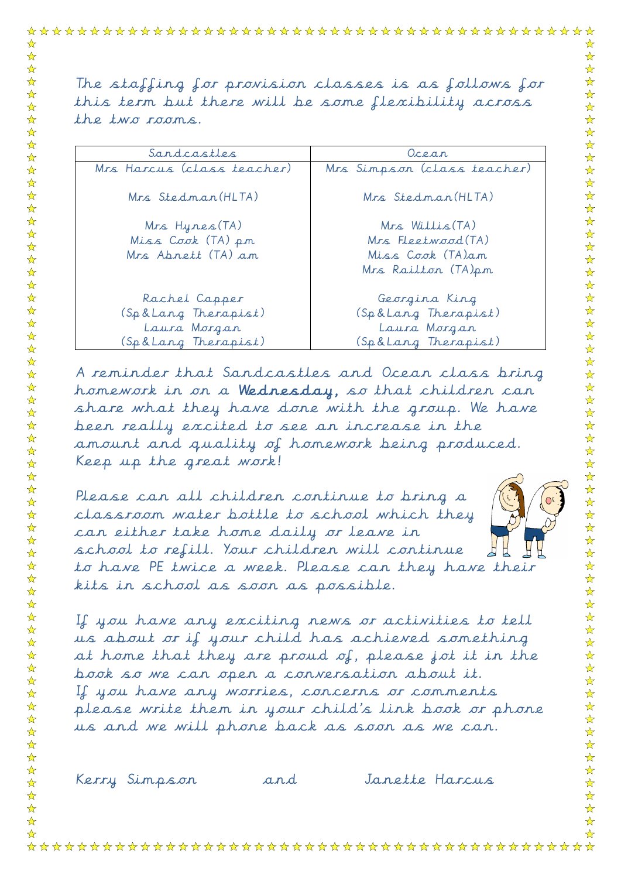The staffing for provision classes is as follows for this term but there will be some flexibility across the two rooms.

| Sandcastles | Ocean |
|---|---|
| Mrs Harcus (class teacher) | Mrs Simpson (class teacher) |
| Mrs Stedman(HLTA) | Mrs Stedman(HLTA) |
| Mrs Hynes(TA)<br>Miss Cook (TA) pm<br>Mrs Abnett (TA) am | Mrs Willis(TA)<br>Mrs Fleetwood(TA)<br>Miss Cook (TA)am<br>Mrs Railton (TA)pm |
| Rachel Capper (Sp&Lang Therapist)<br>Laura Morgan (Sp&Lang Therapist) | Georgina King (Sp&Lang Therapist)<br>Laura Morgan (Sp&Lang Therapist) |

A reminder that Sandcastles and Ocean class bring homework in on a **Wednesday,** so that children can share what they have done with the group. We have been really excited to see an increase in the amount and quality of homework being produced. Keep up the great work!

Please can all children continue to bring a classroom water bottle to school which they can either take home daily or leave in school to refill. Your children will continue to have PE twice a week. Please can they have their kits in school as soon as possible.

If you have any exciting news or activities to tell us about or if your child has achieved something at home that they are proud of, please jot it in the book so we can open a conversation about it.
If you have any worries, concerns or comments please write them in your child's link book or phone us and we will phone back as soon as we can.

Kerry Simpson and Janette Harcus